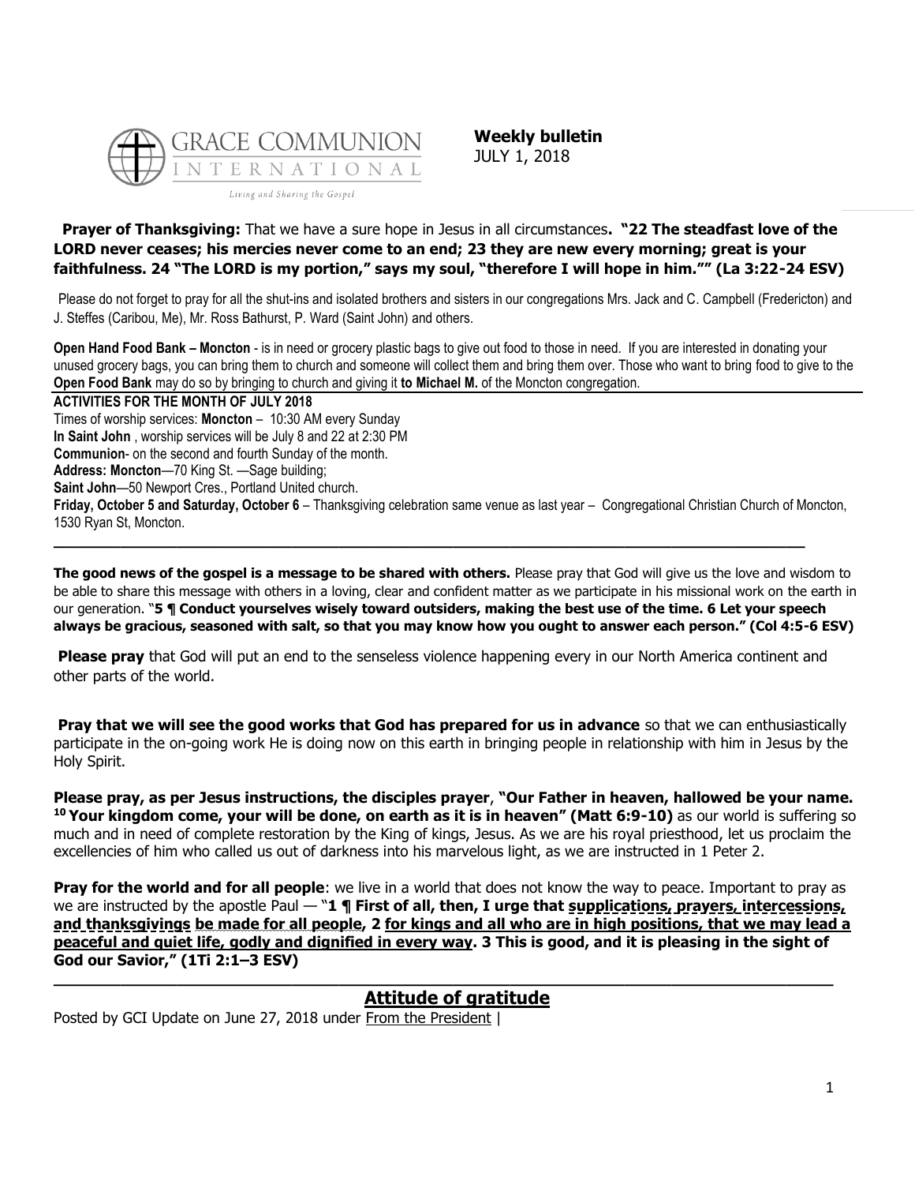GRACE COMMUNION INTERNATIONAL

*Living and Sharing the Gospel*

**Weekly bulletin**
JULY 1, 2018

**Prayer of Thanksgiving:** That we have a sure hope in Jesus in all circumstances**. "22 The steadfast love of the LORD never ceases; his mercies never come to an end; 23 they are new every morning; great is your faithfulness. 24 "The LORD is my portion," says my soul, "therefore I will hope in him."" (La 3:22-24 ESV)**

Please do not forget to pray for all the shut-ins and isolated brothers and sisters in our congregations Mrs. Jack and C. Campbell (Fredericton) and J. Steffes (Caribou, Me), Mr. Ross Bathurst, P. Ward (Saint John) and others.

**Open Hand Food Bank – Moncton** - is in need or grocery plastic bags to give out food to those in need. If you are interested in donating your unused grocery bags, you can bring them to church and someone will collect them and bring them over. Those who want to bring food to give to the **Open Food Bank** may do so by bringing to church and giving it **to Michael M.** of the Moncton congregation.

**ACTIVITIES FOR THE MONTH OF JULY 2018**

Times of worship services: **Moncton** – 10:30 AM every Sunday

**In Saint John** , worship services will be July 8 and 22 at 2:30 PM

**Communion**- on the second and fourth Sunday of the month.

**Address: Moncton**—70 King St. —Sage building;

**Saint John**—50 Newport Cres., Portland United church.

**Friday, October 5 and Saturday, October 6** – Thanksgiving celebration same venue as last year – Congregational Christian Church of Moncton, 1530 Ryan St, Moncton.

---

**The good news of the gospel is a message to be shared with others.** Please pray that God will give us the love and wisdom to be able to share this message with others in a loving, clear and confident matter as we participate in his missional work on the earth in our generation. "**5 ¶ Conduct yourselves wisely toward outsiders, making the best use of the time. 6 Let your speech always be gracious, seasoned with salt, so that you may know how you ought to answer each person." (Col 4:5-6 ESV)**

**Please pray** that God will put an end to the senseless violence happening every in our North America continent and other parts of the world.

**Pray that we will see the good works that God has prepared for us in advance** so that we can enthusiastically participate in the on-going work He is doing now on this earth in bringing people in relationship with him in Jesus by the Holy Spirit.

**Please pray, as per Jesus instructions, the disciples prayer**, **"Our Father in heaven, hallowed be your name. 10 Your kingdom come, your will be done, on earth as it is in heaven" (Matt 6:9-10)** as our world is suffering so much and in need of complete restoration by the King of kings, Jesus. As we are his royal priesthood, let us proclaim the excellencies of him who called us out of darkness into his marvelous light, as we are instructed in 1 Peter 2.

**Pray for the world and for all people**: we live in a world that does not know the way to peace. Important to pray as we are instructed by the apostle Paul — "**1 ¶ First of all, then, I urge that <u>supplications, prayers, intercessions, and thanksgivings</u> be made <u>for all people</u>, 2 <u>for kings and all who are in high positions, that we may lead a peaceful and quiet life, godly and dignified in every way</u>. 3 This is good, and it is pleasing in the sight of God our Savior," (1Ti 2:1–3 ESV)**

---

## Attitude of gratitude

Posted by GCI Update on June 27, 2018 under From the President |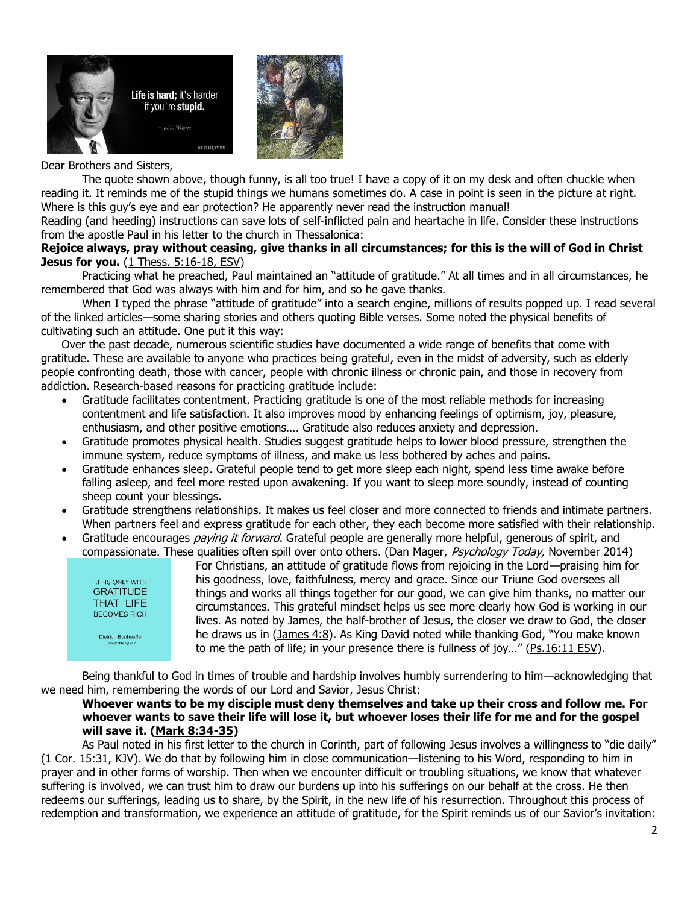Dear Brothers and Sisters,

The quote shown above, though funny, is all too true! I have a copy of it on my desk and often chuckle when reading it. It reminds me of the stupid things we humans sometimes do. A case in point is seen in the picture at right. Where is this guy's eye and ear protection? He apparently never read the instruction manual!

Reading (and heeding) instructions can save lots of self-inflicted pain and heartache in life. Consider these instructions from the apostle Paul in his letter to the church in Thessalonica:

**Rejoice always, pray without ceasing, give thanks in all circumstances; for this is the will of God in Christ Jesus for you.** (1 Thess. 5:16-18, ESV)

Practicing what he preached, Paul maintained an "attitude of gratitude." At all times and in all circumstances, he remembered that God was always with him and for him, and so he gave thanks.

When I typed the phrase "attitude of gratitude" into a search engine, millions of results popped up. I read several of the linked articles—some sharing stories and others quoting Bible verses. Some noted the physical benefits of cultivating such an attitude. One put it this way:

Over the past decade, numerous scientific studies have documented a wide range of benefits that come with gratitude. These are available to anyone who practices being grateful, even in the midst of adversity, such as elderly people confronting death, those with cancer, people with chronic illness or chronic pain, and those in recovery from addiction. Research-based reasons for practicing gratitude include:

- Gratitude facilitates contentment. Practicing gratitude is one of the most reliable methods for increasing contentment and life satisfaction. It also improves mood by enhancing feelings of optimism, joy, pleasure, enthusiasm, and other positive emotions…. Gratitude also reduces anxiety and depression.
- Gratitude promotes physical health. Studies suggest gratitude helps to lower blood pressure, strengthen the immune system, reduce symptoms of illness, and make us less bothered by aches and pains.
- Gratitude enhances sleep. Grateful people tend to get more sleep each night, spend less time awake before falling asleep, and feel more rested upon awakening. If you want to sleep more soundly, instead of counting sheep count your blessings.
- Gratitude strengthens relationships. It makes us feel closer and more connected to friends and intimate partners. When partners feel and express gratitude for each other, they each become more satisfied with their relationship.
- Gratitude encourages *paying it forward*. Grateful people are generally more helpful, generous of spirit, and compassionate. These qualities often spill over onto others. (Dan Mager, *Psychology Today,* November 2014)

…IT IS ONLY WITH GRATITUDE THAT LIFE BECOMES RICH

Dietrich Bonhoeffer

For Christians, an attitude of gratitude flows from rejoicing in the Lord—praising him for his goodness, love, faithfulness, mercy and grace. Since our Triune God oversees all things and works all things together for our good, we can give him thanks, no matter our circumstances. This grateful mindset helps us see more clearly how God is working in our lives. As noted by James, the half-brother of Jesus, the closer we draw to God, the closer he draws us in (James 4:8). As King David noted while thanking God, "You make known to me the path of life; in your presence there is fullness of joy…" (Ps.16:11 ESV).

Being thankful to God in times of trouble and hardship involves humbly surrendering to him—acknowledging that we need him, remembering the words of our Lord and Savior, Jesus Christ:

**Whoever wants to be my disciple must deny themselves and take up their cross and follow me. For whoever wants to save their life will lose it, but whoever loses their life for me and for the gospel will save it. (Mark 8:34-35)**

As Paul noted in his first letter to the church in Corinth, part of following Jesus involves a willingness to "die daily" (1 Cor. 15:31, KJV). We do that by following him in close communication—listening to his Word, responding to him in prayer and in other forms of worship. Then when we encounter difficult or troubling situations, we know that whatever suffering is involved, we can trust him to draw our burdens up into his sufferings on our behalf at the cross. He then redeems our sufferings, leading us to share, by the Spirit, in the new life of his resurrection. Throughout this process of redemption and transformation, we experience an attitude of gratitude, for the Spirit reminds us of our Savior's invitation: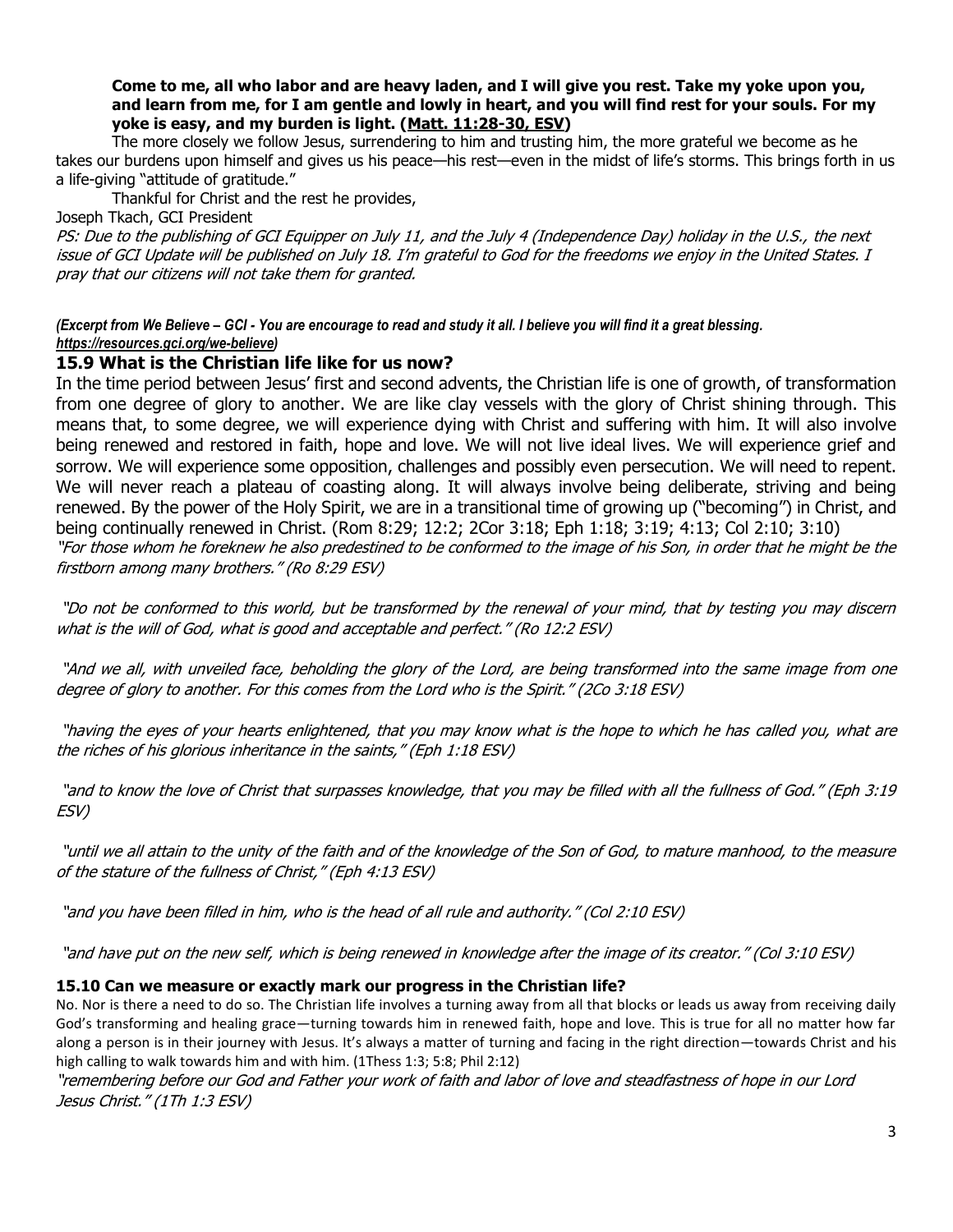**Come to me, all who labor and are heavy laden, and I will give you rest. Take my yoke upon you, and learn from me, for I am gentle and lowly in heart, and you will find rest for your souls. For my yoke is easy, and my burden is light. (Matt. 11:28-30, ESV)**

The more closely we follow Jesus, surrendering to him and trusting him, the more grateful we become as he takes our burdens upon himself and gives us his peace—his rest—even in the midst of life's storms. This brings forth in us a life-giving "attitude of gratitude."

Thankful for Christ and the rest he provides,

Joseph Tkach, GCI President

*PS: Due to the publishing of GCI Equipper on July 11, and the July 4 (Independence Day) holiday in the U.S., the next issue of GCI Update will be published on July 18. I'm grateful to God for the freedoms we enjoy in the United States. I pray that our citizens will not take them for granted.*

***(Excerpt from We Believe – GCI - You are encourage to read and study it all. I believe you will find it a great blessing. https://resources.gci.org/we-believe)***

### 15.9 What is the Christian life like for us now?

In the time period between Jesus' first and second advents, the Christian life is one of growth, of transformation from one degree of glory to another. We are like clay vessels with the glory of Christ shining through. This means that, to some degree, we will experience dying with Christ and suffering with him. It will also involve being renewed and restored in faith, hope and love. We will not live ideal lives. We will experience grief and sorrow. We will experience some opposition, challenges and possibly even persecution. We will need to repent. We will never reach a plateau of coasting along. It will always involve being deliberate, striving and being renewed. By the power of the Holy Spirit, we are in a transitional time of growing up ("becoming") in Christ, and being continually renewed in Christ. (Rom 8:29; 12:2; 2Cor 3:18; Eph 1:18; 3:19; 4:13; Col 2:10; 3:10)

*"For those whom he foreknew he also predestined to be conformed to the image of his Son, in order that he might be the firstborn among many brothers." (Ro 8:29 ESV)*

*"Do not be conformed to this world, but be transformed by the renewal of your mind, that by testing you may discern what is the will of God, what is good and acceptable and perfect." (Ro 12:2 ESV)*

*"And we all, with unveiled face, beholding the glory of the Lord, are being transformed into the same image from one degree of glory to another. For this comes from the Lord who is the Spirit." (2Co 3:18 ESV)*

*"having the eyes of your hearts enlightened, that you may know what is the hope to which he has called you, what are the riches of his glorious inheritance in the saints," (Eph 1:18 ESV)*

*"and to know the love of Christ that surpasses knowledge, that you may be filled with all the fullness of God." (Eph 3:19 ESV)*

*"until we all attain to the unity of the faith and of the knowledge of the Son of God, to mature manhood, to the measure of the stature of the fullness of Christ," (Eph 4:13 ESV)*

*"and you have been filled in him, who is the head of all rule and authority." (Col 2:10 ESV)*

*"and have put on the new self, which is being renewed in knowledge after the image of its creator." (Col 3:10 ESV)*

### 15.10 Can we measure or exactly mark our progress in the Christian life?

No. Nor is there a need to do so. The Christian life involves a turning away from all that blocks or leads us away from receiving daily God's transforming and healing grace—turning towards him in renewed faith, hope and love. This is true for all no matter how far along a person is in their journey with Jesus. It's always a matter of turning and facing in the right direction—towards Christ and his high calling to walk towards him and with him. (1Thess 1:3; 5:8; Phil 2:12)

*"remembering before our God and Father your work of faith and labor of love and steadfastness of hope in our Lord Jesus Christ." (1Th 1:3 ESV)*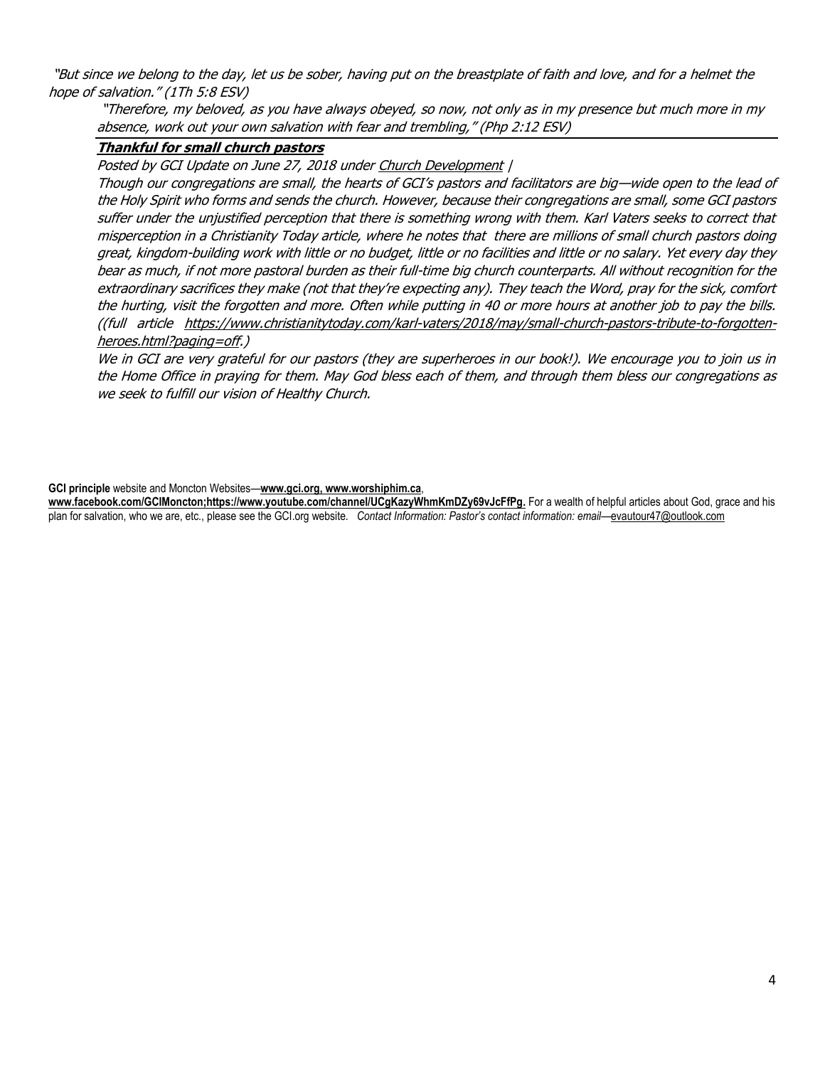*"But since we belong to the day, let us be sober, having put on the breastplate of faith and love, and for a helmet the hope of salvation." (1Th 5:8 ESV)*

*"Therefore, my beloved, as you have always obeyed, so now, not only as in my presence but much more in my absence, work out your own salvation with fear and trembling," (Php 2:12 ESV)*

### ***Thankful for small church pastors***

*Posted by GCI Update on June 27, 2018 under Church Development |*

*Though our congregations are small, the hearts of GCI's pastors and facilitators are big—wide open to the lead of the Holy Spirit who forms and sends the church. However, because their congregations are small, some GCI pastors suffer under the unjustified perception that there is something wrong with them. Karl Vaters seeks to correct that misperception in a Christianity Today article, where he notes that there are millions of small church pastors doing great, kingdom-building work with little or no budget, little or no facilities and little or no salary. Yet every day they bear as much, if not more pastoral burden as their full-time big church counterparts. All without recognition for the extraordinary sacrifices they make (not that they're expecting any). They teach the Word, pray for the sick, comfort the hurting, visit the forgotten and more. Often while putting in 40 or more hours at another job to pay the bills. ((full article https://www.christianitytoday.com/karl-vaters/2018/may/small-church-pastors-tribute-to-forgotten-heroes.html?paging=off.)*

*We in GCI are very grateful for our pastors (they are superheroes in our book!). We encourage you to join us in the Home Office in praying for them. May God bless each of them, and through them bless our congregations as we seek to fulfill our vision of Healthy Church.*

**GCI principle** website and Moncton Websites—**www.gci.org, www.worshiphim.ca**, **www.facebook.com/GCIMoncton;https://www.youtube.com/channel/UCgKazyWhmKmDZy69vJcFfPg.** For a wealth of helpful articles about God, grace and his plan for salvation, who we are, etc., please see the GCI.org website. *Contact Information: Pastor's contact information: email*—evautour47@outlook.com